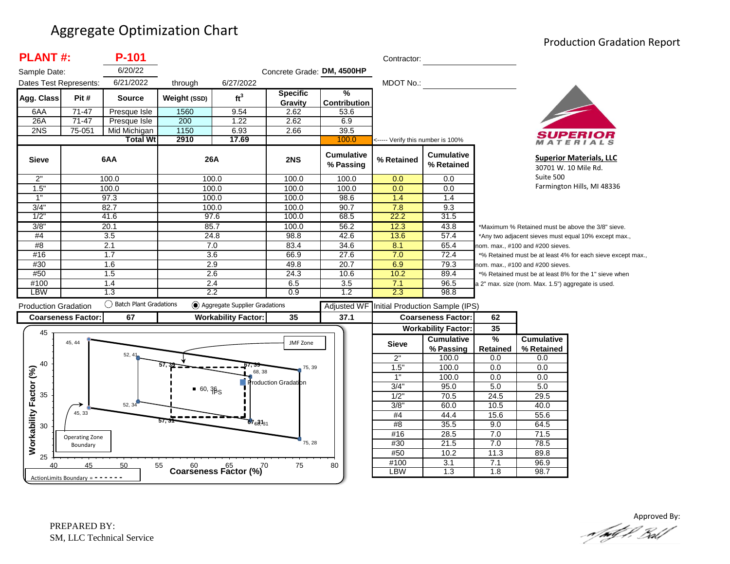# Aggregate Optimization Chart

Production Gradation Report

**PLANT #: P-101**

Sample Date: 6/20/22

Dates Test Represents: 6/21/2022 through 6/27/2022

Concrete Grade: **DM, 4500HP**

Contractor: ____________________

MDOT No.: ____________________

| Agg. Class | Pit # | Source | Weight (SSD) | ft$^3$ | Specific Gravity | % Contribution |
|---|---|---|---|---|---|---|
| 6AA | 71-47 | Presque Isle | 1560 | 9.54 | 2.62 | 53.6 |
| 26A | 71-47 | Presque Isle | 200 | 1.22 | 2.62 | 6.9 |
| 2NS | 75-051 | Mid Michigan | 1150 | 6.93 | 2.66 | 39.5 |
| | | Total Wt | 2910 | 17.69 | | 100.0 |

<----- Verify this number is 100%

**Superior Materials, LLC**
30701 W. 10 Mile Rd.
Suite 500
Farmington Hills, MI 48336

| Sieve | 6AA | 26A | 2NS | Cumulative % Passing | % Retained | Cumulative % Retained |
|---|---|---|---|---|---|---|
| 2" | 100.0 | 100.0 | 100.0 | 100.0 | 0.0 | 0.0 |
| 1.5" | 100.0 | 100.0 | 100.0 | 100.0 | 0.0 | 0.0 |
| 1" | 97.3 | 100.0 | 100.0 | 98.6 | 1.4 | 1.4 |
| 3/4" | 82.7 | 100.0 | 100.0 | 90.7 | 7.8 | 9.3 |
| 1/2" | 41.6 | 97.6 | 100.0 | 68.5 | 22.2 | 31.5 |
| 3/8" | 20.1 | 85.7 | 100.0 | 56.2 | 12.3 | 43.8 |
| #4 | 3.5 | 24.8 | 98.8 | 42.6 | 13.6 | 57.4 |
| #8 | 2.1 | 7.0 | 83.4 | 34.6 | 8.1 | 65.4 |
| #16 | 1.7 | 3.6 | 66.9 | 27.6 | 7.0 | 72.4 |
| #30 | 1.6 | 2.9 | 49.8 | 20.7 | 6.9 | 79.3 |
| #50 | 1.5 | 2.6 | 24.3 | 10.6 | 10.2 | 89.4 |
| #100 | 1.4 | 2.4 | 6.5 | 3.5 | 7.1 | 96.5 |
| LBW | 1.3 | 2.2 | 0.9 | 1.2 | 2.3 | 98.8 |

*Maximum % Retained must be above the 3/8" sieve.
*Any two adjacent sieves must equal 10% except max., nom. max., #100 and #200 sieves.
*% Retained must be at least 4% for each sieve except max., nom. max., #100 and #200 sieves.
*% Retained must be at least 8% for the 1" sieve when a 2" max. size (nom. Max. 1.5") aggregate is used.

Production Gradation ○ Batch Plant Gradations ◉ Aggregate Supplier Gradations

| Coarseness Factor: | 67 | Workability Factor: | 35 | Adjusted WF | 37.1 |
|---|---|---|---|---|---|

**Initial Production Sample (IPS)**

| Coarseness Factor: | 62 |
|---|---|
| Workability Factor: | 35 |

| Sieve | Cumulative % Passing | % Retained | Cumulative % Retained |
|---|---|---|---|
| 2" | 100.0 | 0.0 | 0.0 |
| 1.5" | 100.0 | 0.0 | 0.0 |
| 1" | 100.0 | 0.0 | 0.0 |
| 3/4" | 95.0 | 5.0 | 5.0 |
| 1/2" | 70.5 | 24.5 | 29.5 |
| 3/8" | 60.0 | 10.5 | 40.0 |
| #4 | 44.4 | 15.6 | 55.6 |
| #8 | 35.5 | 9.0 | 64.5 |
| #16 | 28.5 | 7.0 | 71.5 |
| #30 | 21.5 | 7.0 | 78.5 |
| #50 | 10.2 | 11.3 | 89.8 |
| #100 | 3.1 | 7.1 | 96.9 |
| LBW | 1.3 | 1.8 | 98.7 |

Chart: Workability Factor (%) vs. Coarseness Factor (%). Points: 45, 44; 52, 41; 57, 39; 67, 39; 68, 38; 75, 39; 60, 36 (IPS); Production Gradation; 52, 34; 45, 33; 57, 31; 67, 31; 68, 31; 75, 28. Labels: JMF Zone; Operating Zone Boundary; ActionLimits Boundary = - - - - - - -

PREPARED BY:
SM, LLC Technical Service

Approved By: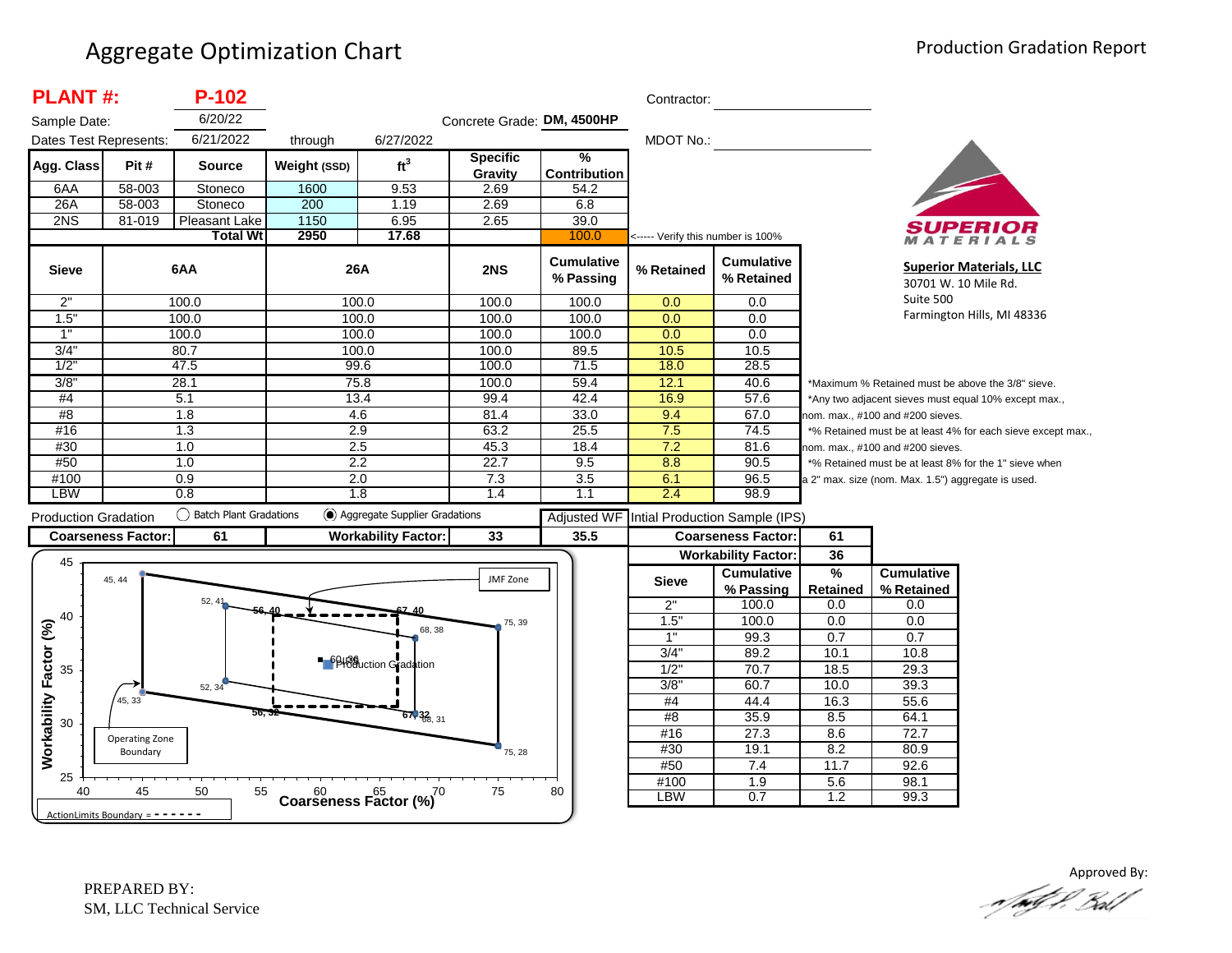# Aggregate Optimization Chart

Production Gradation Report

**PLANT #:** **P-102**

Sample Date: 6/20/22

Dates Test Represents: 6/21/2022 through 6/27/2022

Concrete Grade: **DM, 4500HP**

Contractor: 

MDOT No.: 

| Agg. Class | Pit # | Source | Weight (SSD) | $ft^3$ | Specific Gravity | % Contribution |
|---|---|---|---|---|---|---|
| 6AA | 58-003 | Stoneco | 1600 | 9.53 | 2.69 | 54.2 |
| 26A | 58-003 | Stoneco | 200 | 1.19 | 2.69 | 6.8 |
| 2NS | 81-019 | Pleasant Lake | 1150 | 6.95 | 2.65 | 39.0 |
| | | **Total Wt** | **2950** | **17.68** | | 100.0 |

<----- Verify this number is 100%

| Sieve | 6AA | 26A | 2NS | Cumulative % Passing | % Retained | Cumulative % Retained |
|---|---|---|---|---|---|---|
| 2" | 100.0 | 100.0 | 100.0 | 100.0 | 0.0 | 0.0 |
| 1.5" | 100.0 | 100.0 | 100.0 | 100.0 | 0.0 | 0.0 |
| 1" | 100.0 | 100.0 | 100.0 | 100.0 | 0.0 | 0.0 |
| 3/4" | 80.7 | 100.0 | 100.0 | 89.5 | 10.5 | 10.5 |
| 1/2" | 47.5 | 99.6 | 100.0 | 71.5 | 18.0 | 28.5 |
| 3/8" | 28.1 | 75.8 | 100.0 | 59.4 | 12.1 | 40.6 |
| #4 | 5.1 | 13.4 | 99.4 | 42.4 | 16.9 | 57.6 |
| #8 | 1.8 | 4.6 | 81.4 | 33.0 | 9.4 | 67.0 |
| #16 | 1.3 | 2.9 | 63.2 | 25.5 | 7.5 | 74.5 |
| #30 | 1.0 | 2.5 | 45.3 | 18.4 | 7.2 | 81.6 |
| #50 | 1.0 | 2.2 | 22.7 | 9.5 | 8.8 | 90.5 |
| #100 | 0.9 | 2.0 | 7.3 | 3.5 | 6.1 | 96.5 |
| LBW | 0.8 | 1.8 | 1.4 | 1.1 | 2.4 | 98.9 |

*Maximum % Retained must be above the 3/8" sieve.
*Any two adjacent sieves must equal 10% except max., nom. max., #100 and #200 sieves.
*% Retained must be at least 4% for each sieve except max., nom. max., #100 and #200 sieves.
*% Retained must be at least 8% for the 1" sieve when a 2" max. size (nom. Max. 1.5") aggregate is used.

**Superior Materials, LLC**
30701 W. 10 Mile Rd.
Suite 500
Farmington Hills, MI 48336

Production Gradation ◯ Batch Plant Gradations ◉ Aggregate Supplier Gradations

| Coarseness Factor: | 61 | Workability Factor: | 33 | Adjusted WF | 35.5 |
|---|---|---|---|---|---|

Intial Production Sample (IPS)

| Coarseness Factor: | 61 |
|---|---|
| **Workability Factor:** | **36** |

| Sieve | Cumulative % Passing | % Retained | Cumulative % Retained |
|---|---|---|---|
| 2" | 100.0 | 0.0 | 0.0 |
| 1.5" | 100.0 | 0.0 | 0.0 |
| 1" | 99.3 | 0.7 | 0.7 |
| 3/4" | 89.2 | 10.1 | 10.8 |
| 1/2" | 70.7 | 18.5 | 29.3 |
| 3/8" | 60.7 | 10.0 | 39.3 |
| #4 | 44.4 | 16.3 | 55.6 |
| #8 | 35.9 | 8.5 | 64.1 |
| #16 | 27.3 | 8.6 | 72.7 |
| #30 | 19.1 | 8.2 | 80.9 |
| #50 | 7.4 | 11.7 | 92.6 |
| #100 | 1.9 | 5.6 | 98.1 |
| LBW | 0.7 | 1.2 | 99.3 |

Chart: Workability Factor (%) vs. Coarseness Factor (%) — Operating Zone Boundary points: 45, 44; 52, 41; 75, 39; 75, 28; 52, 34; 45, 33. JMF Zone (Action Limits Boundary): 56, 40; 67, 40; 67, 32; 56, 32; 68, 38; 68, 31. Production Gradation: 61, 36.

ActionLimits Boundary = - - - - - - -

PREPARED BY:
SM, LLC Technical Service

Approved By: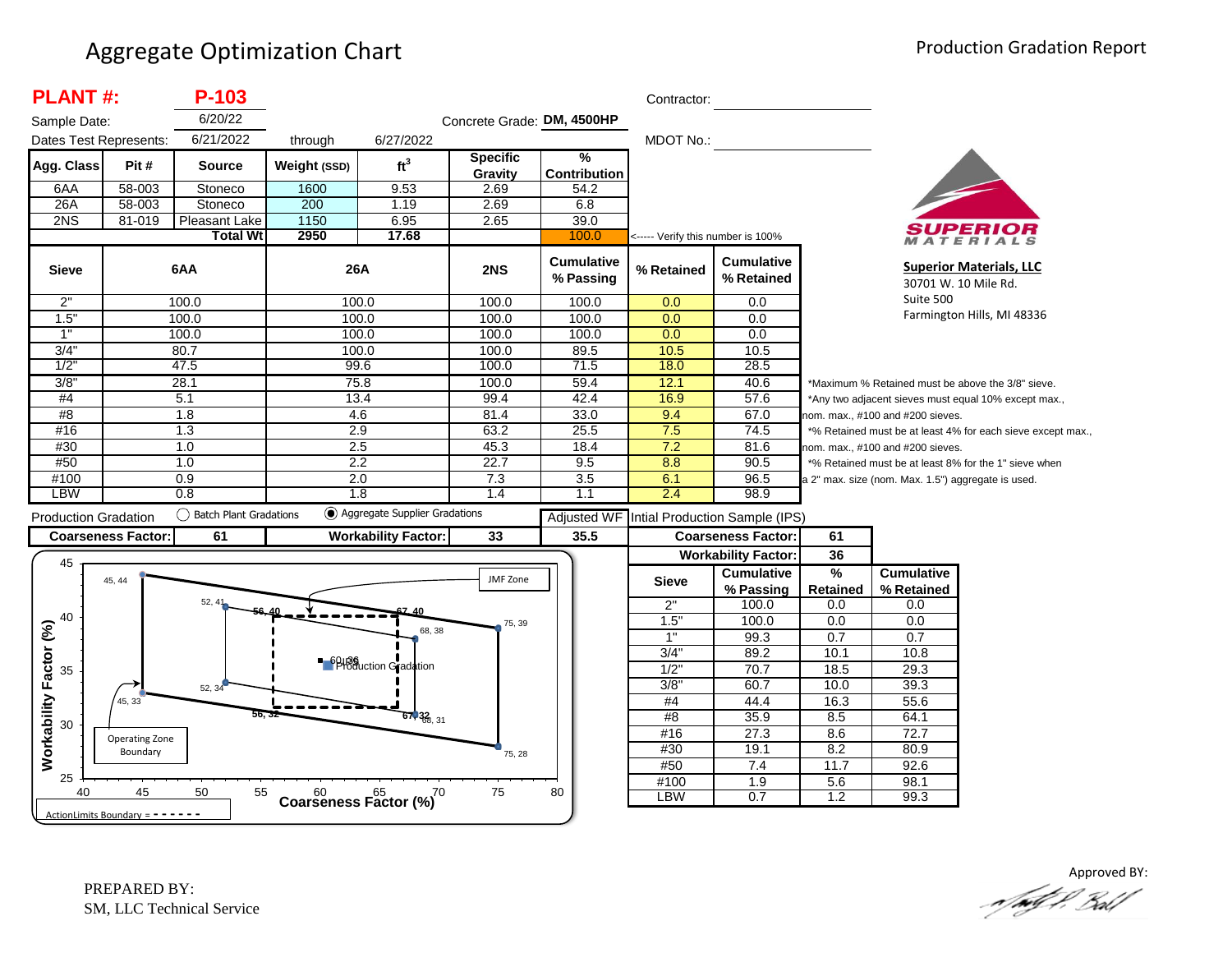# Aggregate Optimization Chart

Production Gradation Report

**PLANT #:** **P-103**

Sample Date: 6/20/22

Concrete Grade: **DM, 4500HP**

Dates Test Represents: 6/21/2022 through 6/27/2022

Contractor: 

MDOT No.: 

| Agg. Class | Pit # | Source | Weight (SSD) | $ft^3$ | Specific Gravity | % Contribution |
|---|---|---|---|---|---|---|
| 6AA | 58-003 | Stoneco | 1600 | 9.53 | 2.69 | 54.2 |
| 26A | 58-003 | Stoneco | 200 | 1.19 | 2.69 | 6.8 |
| 2NS | 81-019 | Pleasant Lake | 1150 | 6.95 | 2.65 | 39.0 |
| | | **Total Wt** | **2950** | **17.68** | | 100.0 |

<----- Verify this number is 100%

| Sieve | 6AA | 26A | 2NS | Cumulative % Passing | % Retained | Cumulative % Retained |
|---|---|---|---|---|---|---|
| 2" | 100.0 | 100.0 | 100.0 | 100.0 | 0.0 | 0.0 |
| 1.5" | 100.0 | 100.0 | 100.0 | 100.0 | 0.0 | 0.0 |
| 1" | 100.0 | 100.0 | 100.0 | 100.0 | 0.0 | 0.0 |
| 3/4" | 80.7 | 100.0 | 100.0 | 89.5 | 10.5 | 10.5 |
| 1/2" | 47.5 | 99.6 | 100.0 | 71.5 | 18.0 | 28.5 |
| 3/8" | 28.1 | 75.8 | 100.0 | 59.4 | 12.1 | 40.6 |
| #4 | 5.1 | 13.4 | 99.4 | 42.4 | 16.9 | 57.6 |
| #8 | 1.8 | 4.6 | 81.4 | 33.0 | 9.4 | 67.0 |
| #16 | 1.3 | 2.9 | 63.2 | 25.5 | 7.5 | 74.5 |
| #30 | 1.0 | 2.5 | 45.3 | 18.4 | 7.2 | 81.6 |
| #50 | 1.0 | 2.2 | 22.7 | 9.5 | 8.8 | 90.5 |
| #100 | 0.9 | 2.0 | 7.3 | 3.5 | 6.1 | 96.5 |
| LBW | 0.8 | 1.8 | 1.4 | 1.1 | 2.4 | 98.9 |

*Maximum % Retained must be above the 3/8" sieve.
*Any two adjacent sieves must equal 10% except max., nom. max., #100 and #200 sieves.
*% Retained must be at least 4% for each sieve except max., nom. max., #100 and #200 sieves.
*% Retained must be at least 8% for the 1" sieve when a 2" max. size (nom. Max. 1.5") aggregate is used.

**Superior Materials, LLC**
30701 W. 10 Mile Rd.
Suite 500
Farmington Hills, MI 48336

Production Gradation ◯ Batch Plant Gradations ◉ Aggregate Supplier Gradations

| Coarseness Factor: | 61 | Workability Factor: | 33 | Adjusted WF: 35.5 |
|---|---|---|---|---|

Intial Production Sample (IPS)

| Coarseness Factor: | 61 |
|---|---|
| Workability Factor: | 36 |

| Sieve | Cumulative % Passing | % Retained | Cumulative % Retained |
|---|---|---|---|
| 2" | 100.0 | 0.0 | 0.0 |
| 1.5" | 100.0 | 0.0 | 0.0 |
| 1" | 99.3 | 0.7 | 0.7 |
| 3/4" | 89.2 | 10.1 | 10.8 |
| 1/2" | 70.7 | 18.5 | 29.3 |
| 3/8" | 60.7 | 10.0 | 39.3 |
| #4 | 44.4 | 16.3 | 55.6 |
| #8 | 35.9 | 8.5 | 64.1 |
| #16 | 27.3 | 8.6 | 72.7 |
| #30 | 19.1 | 8.2 | 80.9 |
| #50 | 7.4 | 11.7 | 92.6 |
| #100 | 1.9 | 5.6 | 98.1 |
| LBW | 0.7 | 1.2 | 99.3 |

Chart: Workability Factor (%) vs. Coarseness Factor (%) — JMF Zone; Production Gradation (60, 36); Operating Zone Boundary points: 45, 44; 52, 41; 56, 40; 67, 40; 68, 38; 75, 39; 45, 33; 52, 34; 56, 32; 67, 32; 68, 31; 75, 28. ActionLimits Boundary = - - - - - - -

PREPARED BY:
SM, LLC Technical Service

Approved BY: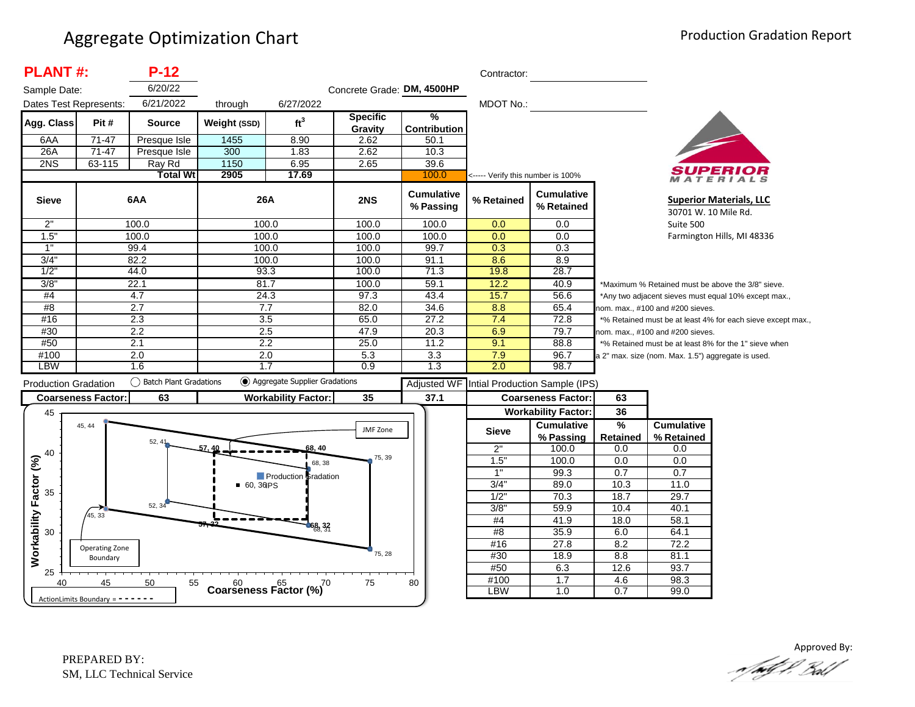# Aggregate Optimization Chart

Production Gradation Report

**PLANT #:** **P-12**

Sample Date: 6/20/22

Dates Test Represents: 6/21/2022 through 6/27/2022

Concrete Grade: **DM, 4500HP**

Contractor:

MDOT No.:

| Agg. Class | Pit # | Source | Weight (SSD) | $ft^3$ | Specific Gravity | % Contribution |
|---|---|---|---|---|---|---|
| 6AA | 71-47 | Presque Isle | 1455 | 8.90 | 2.62 | 50.1 |
| 26A | 71-47 | Presque Isle | 300 | 1.83 | 2.62 | 10.3 |
| 2NS | 63-115 | Ray Rd | 1150 | 6.95 | 2.65 | 39.6 |
| | | **Total Wt** | **2905** | **17.69** | | 100.0 |

<----- Verify this number is 100%

| Sieve | 6AA | 26A | 2NS | Cumulative % Passing | % Retained | Cumulative % Retained |
|---|---|---|---|---|---|---|
| 2" | 100.0 | 100.0 | 100.0 | 100.0 | 0.0 | 0.0 |
| 1.5" | 100.0 | 100.0 | 100.0 | 100.0 | 0.0 | 0.0 |
| 1" | 99.4 | 100.0 | 100.0 | 99.7 | 0.3 | 0.3 |
| 3/4" | 82.2 | 100.0 | 100.0 | 91.1 | 8.6 | 8.9 |
| 1/2" | 44.0 | 93.3 | 100.0 | 71.3 | 19.8 | 28.7 |
| 3/8" | 22.1 | 81.7 | 100.0 | 59.1 | 12.2 | 40.9 |
| #4 | 4.7 | 24.3 | 97.3 | 43.4 | 15.7 | 56.6 |
| #8 | 2.7 | 7.7 | 82.0 | 34.6 | 8.8 | 65.4 |
| #16 | 2.3 | 3.5 | 65.0 | 27.2 | 7.4 | 72.8 |
| #30 | 2.2 | 2.5 | 47.9 | 20.3 | 6.9 | 79.7 |
| #50 | 2.1 | 2.2 | 25.0 | 11.2 | 9.1 | 88.8 |
| #100 | 2.0 | 2.0 | 5.3 | 3.3 | 7.9 | 96.7 |
| LBW | 1.6 | 1.7 | 0.9 | 1.3 | 2.0 | 98.7 |

*Maximum % Retained must be above the 3/8" sieve.
*Any two adjacent sieves must equal 10% except max., nom. max., #100 and #200 sieves.
*% Retained must be at least 4% for each sieve except max., nom. max., #100 and #200 sieves.
*% Retained must be at least 8% for the 1" sieve when a 2" max. size (nom. Max. 1.5") aggregate is used.

**Superior Materials, LLC**
30701 W. 10 Mile Rd.
Suite 500
Farmington Hills, MI 48336

Production Gradation ◯ Batch Plant Gradations ◉ Aggregate Supplier Gradations

| Coarseness Factor: | 63 | Workability Factor: | 35 | Adjusted WF | 37.1 |
|---|---|---|---|---|---|

Intial Production Sample (IPS)

| Coarseness Factor: | 63 |
|---|---|
| Workability Factor: | 36 |

| Sieve | Cumulative % Passing | % Retained | Cumulative % Retained |
|---|---|---|---|
| 2" | 100.0 | 0.0 | 0.0 |
| 1.5" | 100.0 | 0.0 | 0.0 |
| 1" | 99.3 | 0.7 | 0.7 |
| 3/4" | 89.0 | 10.3 | 11.0 |
| 1/2" | 70.3 | 18.7 | 29.7 |
| 3/8" | 59.9 | 10.4 | 40.1 |
| #4 | 41.9 | 18.0 | 58.1 |
| #8 | 35.9 | 6.0 | 64.1 |
| #16 | 27.8 | 8.2 | 72.2 |
| #30 | 18.9 | 8.8 | 81.1 |
| #50 | 6.3 | 12.6 | 93.7 |
| #100 | 1.7 | 4.6 | 98.3 |
| LBW | 1.0 | 0.7 | 99.0 |

Approved By:

PREPARED BY:
SM, LLC Technical Service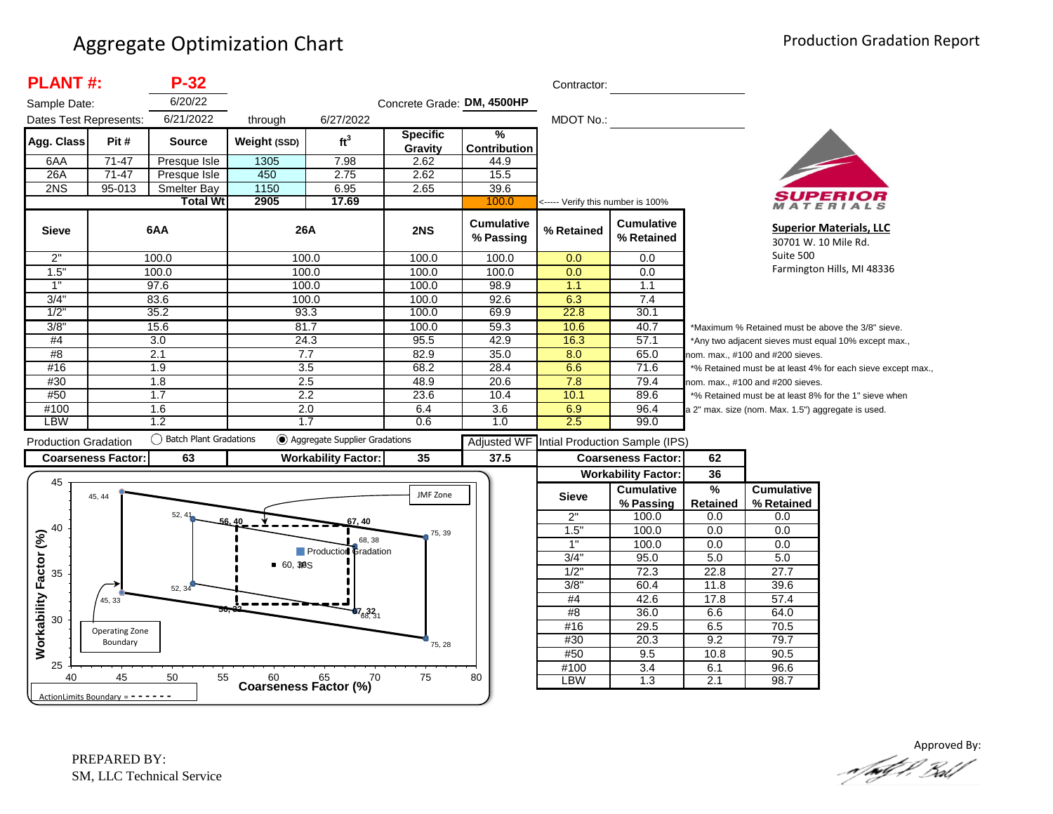# Aggregate Optimization Chart

Production Gradation Report

**PLANT #: P-32**

Sample Date: 6/20/22

Dates Test Represents: 6/21/2022 through 6/27/2022

Concrete Grade: **DM, 4500HP**

Contractor:

MDOT No.:

| Agg. Class | Pit # | Source | Weight (SSD) | $ft^3$ | Specific Gravity | % Contribution |
|---|---|---|---|---|---|---|
| 6AA | 71-47 | Presque Isle | 1305 | 7.98 | 2.62 | 44.9 |
| 26A | 71-47 | Presque Isle | 450 | 2.75 | 2.62 | 15.5 |
| 2NS | 95-013 | Smelter Bay | 1150 | 6.95 | 2.65 | 39.6 |
| | | **Total Wt** | **2905** | **17.69** | | 100.0 |

<----- Verify this number is 100%

| Sieve | 6AA | 26A | 2NS | Cumulative % Passing | % Retained | Cumulative % Retained |
|---|---|---|---|---|---|---|
| 2" | 100.0 | 100.0 | 100.0 | 100.0 | 0.0 | 0.0 |
| 1.5" | 100.0 | 100.0 | 100.0 | 100.0 | 0.0 | 0.0 |
| 1" | 97.6 | 100.0 | 100.0 | 98.9 | 1.1 | 1.1 |
| 3/4" | 83.6 | 100.0 | 100.0 | 92.6 | 6.3 | 7.4 |
| 1/2" | 35.2 | 93.3 | 100.0 | 69.9 | 22.8 | 30.1 |
| 3/8" | 15.6 | 81.7 | 100.0 | 59.3 | 10.6 | 40.7 |
| #4 | 3.0 | 24.3 | 95.5 | 42.9 | 16.3 | 57.1 |
| #8 | 2.1 | 7.7 | 82.9 | 35.0 | 8.0 | 65.0 |
| #16 | 1.9 | 3.5 | 68.2 | 28.4 | 6.6 | 71.6 |
| #30 | 1.8 | 2.5 | 48.9 | 20.6 | 7.8 | 79.4 |
| #50 | 1.7 | 2.2 | 23.6 | 10.4 | 10.1 | 89.6 |
| #100 | 1.6 | 2.0 | 6.4 | 3.6 | 6.9 | 96.4 |
| LBW | 1.2 | 1.7 | 0.6 | 1.0 | 2.5 | 99.0 |

*Maximum % Retained must be above the 3/8" sieve.
*Any two adjacent sieves must equal 10% except max., nom. max., #100 and #200 sieves.
*% Retained must be at least 4% for each sieve except max., nom. max., #100 and #200 sieves.
*% Retained must be at least 8% for the 1" sieve when a 2" max. size (nom. Max. 1.5") aggregate is used.

Production Gradation ○ Batch Plant Gradations ◉ Aggregate Supplier Gradations

| Coarseness Factor: | 63 | Workability Factor: | 35 | Adjusted WF 37.5 |
|---|---|---|---|---|

**Intial Production Sample (IPS)**

| Coarseness Factor: | 62 |
|---|---|
| Workability Factor: | 36 |

| Sieve | Cumulative % Passing | % Retained | Cumulative % Retained |
|---|---|---|---|
| 2" | 100.0 | 0.0 | 0.0 |
| 1.5" | 100.0 | 0.0 | 0.0 |
| 1" | 100.0 | 0.0 | 0.0 |
| 3/4" | 95.0 | 5.0 | 5.0 |
| 1/2" | 72.3 | 22.8 | 27.7 |
| 3/8" | 60.4 | 11.8 | 39.6 |
| #4 | 42.6 | 17.8 | 57.4 |
| #8 | 36.0 | 6.6 | 64.0 |
| #16 | 29.5 | 6.5 | 70.5 |
| #30 | 20.3 | 9.2 | 79.7 |
| #50 | 9.5 | 10.8 | 90.5 |
| #100 | 3.4 | 6.1 | 96.6 |
| LBW | 1.3 | 2.1 | 98.7 |

Chart: Workability Factor (%) vs. Coarseness Factor (%). Operating Zone Boundary points: 45, 44; 75, 39; 75, 28; 45, 33. JMF Zone points: 52, 41; 68, 38; 68, 31; 52, 34. Action Limits Boundary points: 56, 40; 67, 40; 67, 32; 56, 32. Production Gradation; 60, 36 IPS.

ActionLimits Boundary = - - - - - - -

**Superior Materials, LLC**
30701 W. 10 Mile Rd.
Suite 500
Farmington Hills, MI 48336

PREPARED BY:
SM, LLC Technical Service

Approved By: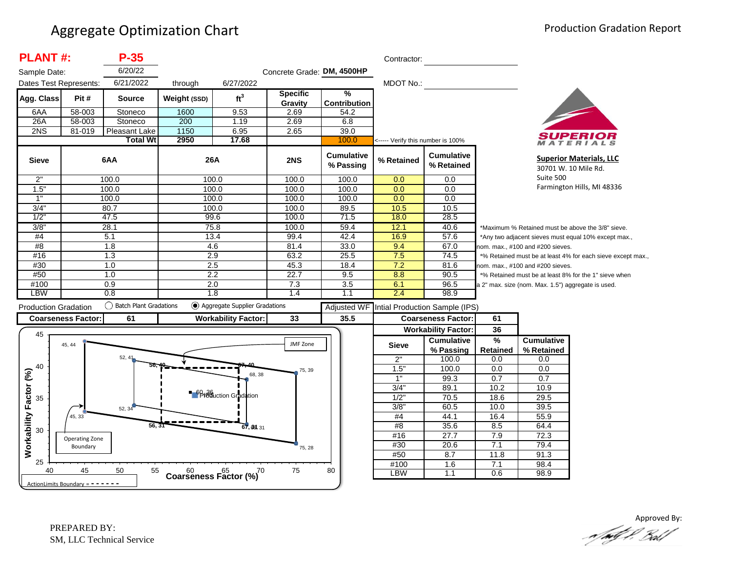# Aggregate Optimization Chart

Production Gradation Report

**PLANT #:** **P-35**

Sample Date: 6/20/22

Dates Test Represents: 6/21/2022 through 6/27/2022

Concrete Grade: **DM, 4500HP**

Contractor: ____________________

MDOT No.: ____________________

| Agg. Class | Pit # | Source | Weight (SSD) | $ft^3$ | Specific Gravity | % Contribution |
|---|---|---|---|---|---|---|
| 6AA | 58-003 | Stoneco | 1600 | 9.53 | 2.69 | 54.2 |
| 26A | 58-003 | Stoneco | 200 | 1.19 | 2.69 | 6.8 |
| 2NS | 81-019 | Pleasant Lake | 1150 | 6.95 | 2.65 | 39.0 |
| | | **Total Wt** | **2950** | **17.68** | | 100.0 |

<----- Verify this number is 100%

**SUPERIOR MATERIALS**

**Superior Materials, LLC**
30701 W. 10 Mile Rd.
Suite 500
Farmington Hills, MI 48336

| Sieve | 6AA | 26A | 2NS | Cumulative % Passing | % Retained | Cumulative % Retained |
|---|---|---|---|---|---|---|
| 2" | 100.0 | 100.0 | 100.0 | 100.0 | 0.0 | 0.0 |
| 1.5" | 100.0 | 100.0 | 100.0 | 100.0 | 0.0 | 0.0 |
| 1" | 100.0 | 100.0 | 100.0 | 100.0 | 0.0 | 0.0 |
| 3/4" | 80.7 | 100.0 | 100.0 | 89.5 | 10.5 | 10.5 |
| 1/2" | 47.5 | 99.6 | 100.0 | 71.5 | 18.0 | 28.5 |
| 3/8" | 28.1 | 75.8 | 100.0 | 59.4 | 12.1 | 40.6 |
| #4 | 5.1 | 13.4 | 99.4 | 42.4 | 16.9 | 57.6 |
| #8 | 1.8 | 4.6 | 81.4 | 33.0 | 9.4 | 67.0 |
| #16 | 1.3 | 2.9 | 63.2 | 25.5 | 7.5 | 74.5 |
| #30 | 1.0 | 2.5 | 45.3 | 18.4 | 7.2 | 81.6 |
| #50 | 1.0 | 2.2 | 22.7 | 9.5 | 8.8 | 90.5 |
| #100 | 0.9 | 2.0 | 7.3 | 3.5 | 6.1 | 96.5 |
| LBW | 0.8 | 1.8 | 1.4 | 1.1 | 2.4 | 98.9 |

*Maximum % Retained must be above the 3/8" sieve.
*Any two adjacent sieves must equal 10% except max., nom. max., #100 and #200 sieves.
*% Retained must be at least 4% for each sieve except max., nom. max., #100 and #200 sieves.
*% Retained must be at least 8% for the 1" sieve when a 2" max. size (nom. Max. 1.5") aggregate is used.

Production Gradation ○ Batch Plant Gradations ◉ Aggregate Supplier Gradations

| Coarseness Factor: | 61 | Workability Factor: | 33 | Adjusted WF: 35.5 |
|---|---|---|---|---|

Intial Production Sample (IPS)

| Coarseness Factor: | 61 |
|---|---|
| Workability Factor: | 36 |

| Sieve | Cumulative % Passing | % Retained | Cumulative % Retained |
|---|---|---|---|
| 2" | 100.0 | 0.0 | 0.0 |
| 1.5" | 100.0 | 0.0 | 0.0 |
| 1" | 99.3 | 0.7 | 0.7 |
| 3/4" | 89.1 | 10.2 | 10.9 |
| 1/2" | 70.5 | 18.6 | 29.5 |
| 3/8" | 60.5 | 10.0 | 39.5 |
| #4 | 44.1 | 16.4 | 55.9 |
| #8 | 35.6 | 8.5 | 64.4 |
| #16 | 27.7 | 7.9 | 72.3 |
| #30 | 20.6 | 7.1 | 79.4 |
| #50 | 8.7 | 11.8 | 91.3 |
| #100 | 1.6 | 7.1 | 98.4 |
| LBW | 1.1 | 0.6 | 98.9 |

Chart: Workability Factor (%) vs. Coarseness Factor (%) — points: 45, 44; 52, 41; 56, 40; 67, 40; 75, 39; 68, 38; 60, 36 (Production Gradation); 52, 34; 45, 33; 56, 31; 67, 31; 68, 31; 75, 28. Labels: JMF Zone; Operating Zone Boundary; ActionLimits Boundary = - - - - - - -

PREPARED BY:
SM, LLC Technical Service

Approved By: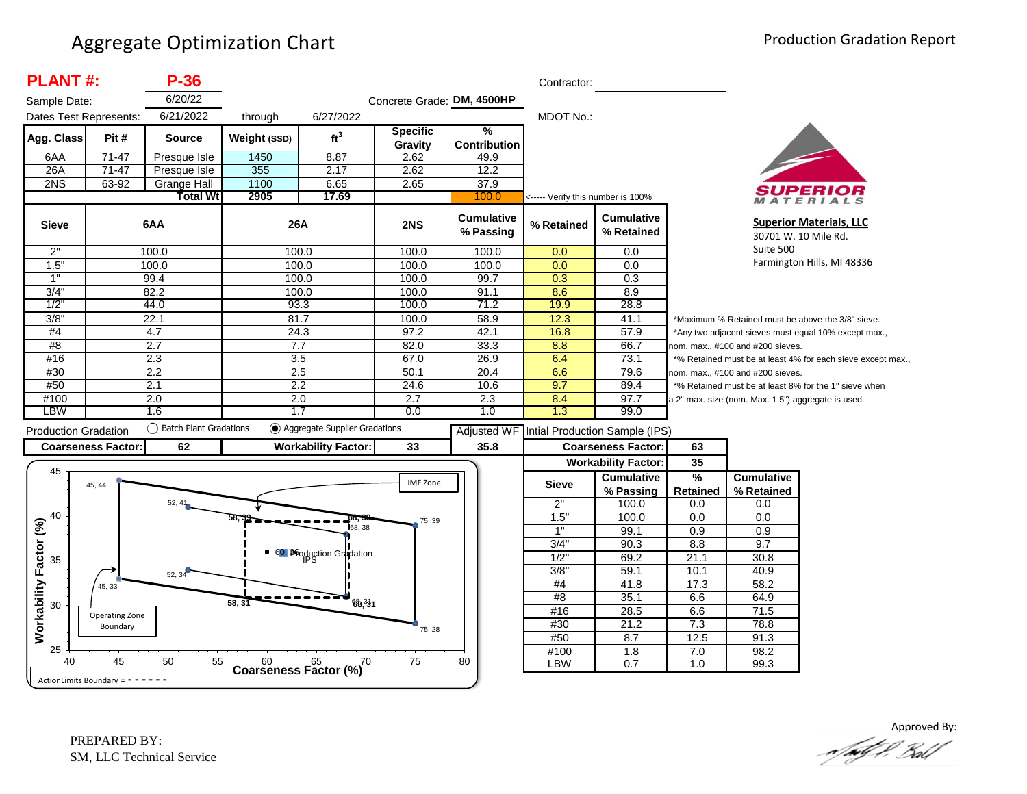# Aggregate Optimization Chart

Production Gradation Report

**PLANT #: P-36**

Sample Date: 6/20/22

Dates Test Represents: 6/21/2022 through 6/27/2022

Concrete Grade: **DM, 4500HP**

Contractor:

MDOT No.:

| Agg. Class | Pit # | Source | Weight (SSD) | ft³ | Specific Gravity | % Contribution |
|---|---|---|---|---|---|---|
| 6AA | 71-47 | Presque Isle | 1450 | 8.87 | 2.62 | 49.9 |
| 26A | 71-47 | Presque Isle | 355 | 2.17 | 2.62 | 12.2 |
| 2NS | 63-92 | Grange Hall | 1100 | 6.65 | 2.65 | 37.9 |
| | | **Total Wt** | **2905** | **17.69** | | 100.0 |

<----- Verify this number is 100%

| Sieve | 6AA | 26A | 2NS | Cumulative % Passing | % Retained | Cumulative % Retained |
|---|---|---|---|---|---|---|
| 2" | 100.0 | 100.0 | 100.0 | 100.0 | 0.0 | 0.0 |
| 1.5" | 100.0 | 100.0 | 100.0 | 100.0 | 0.0 | 0.0 |
| 1" | 99.4 | 100.0 | 100.0 | 99.7 | 0.3 | 0.3 |
| 3/4" | 82.2 | 100.0 | 100.0 | 91.1 | 8.6 | 8.9 |
| 1/2" | 44.0 | 93.3 | 100.0 | 71.2 | 19.9 | 28.8 |
| 3/8" | 22.1 | 81.7 | 100.0 | 58.9 | 12.3 | 41.1 |
| #4 | 4.7 | 24.3 | 97.2 | 42.1 | 16.8 | 57.9 |
| #8 | 2.7 | 7.7 | 82.0 | 33.3 | 8.8 | 66.7 |
| #16 | 2.3 | 3.5 | 67.0 | 26.9 | 6.4 | 73.1 |
| #30 | 2.2 | 2.5 | 50.1 | 20.4 | 6.6 | 79.6 |
| #50 | 2.1 | 2.2 | 24.6 | 10.6 | 9.7 | 89.4 |
| #100 | 2.0 | 2.0 | 2.7 | 2.3 | 8.4 | 97.7 |
| LBW | 1.6 | 1.7 | 0.0 | 1.0 | 1.3 | 99.0 |

*Maximum % Retained must be above the 3/8" sieve.
*Any two adjacent sieves must equal 10% except max., nom. max., #100 and #200 sieves.
*% Retained must be at least 4% for each sieve except max., nom. max., #100 and #200 sieves.
*% Retained must be at least 8% for the 1" sieve when a 2" max. size (nom. Max. 1.5") aggregate is used.

**Superior Materials, LLC**
30701 W. 10 Mile Rd.
Suite 500
Farmington Hills, MI 48336

Production Gradation: ◯ Batch Plant Gradations ◉ Aggregate Supplier Gradations

| Coarseness Factor: | 62 | Workability Factor: | 33 | Adjusted WF: 35.8 |
|---|---|---|---|---|

Intial Production Sample (IPS)

| Coarseness Factor: | 63 |
|---|---|
| **Workability Factor:** | **35** |

| Sieve | Cumulative % Passing | % Retained | Cumulative % Retained |
|---|---|---|---|
| 2" | 100.0 | 0.0 | 0.0 |
| 1.5" | 100.0 | 0.0 | 0.0 |
| 1" | 99.1 | 0.9 | 0.9 |
| 3/4" | 90.3 | 8.8 | 9.7 |
| 1/2" | 69.2 | 21.1 | 30.8 |
| 3/8" | 59.1 | 10.1 | 40.9 |
| #4 | 41.8 | 17.3 | 58.2 |
| #8 | 35.1 | 6.6 | 64.9 |
| #16 | 28.5 | 6.6 | 71.5 |
| #30 | 21.2 | 7.3 | 78.8 |
| #50 | 8.7 | 12.5 | 91.3 |
| #100 | 1.8 | 7.0 | 98.2 |
| LBW | 0.7 | 1.0 | 99.3 |

Chart: Workability Factor (%) vs. Coarseness Factor (%). Points: 45, 44; 52, 41; 75, 39; 58, 39; 68, 39; 68, 38; 60, 36; 52, 34; 45, 33; 58, 31; 68, 31; 75, 28. Labels: JMF Zone; Production Gradation; IPS; Operating Zone Boundary; ActionLimits Boundary = - - - - - - -

PREPARED BY:
SM, LLC Technical Service

Approved By: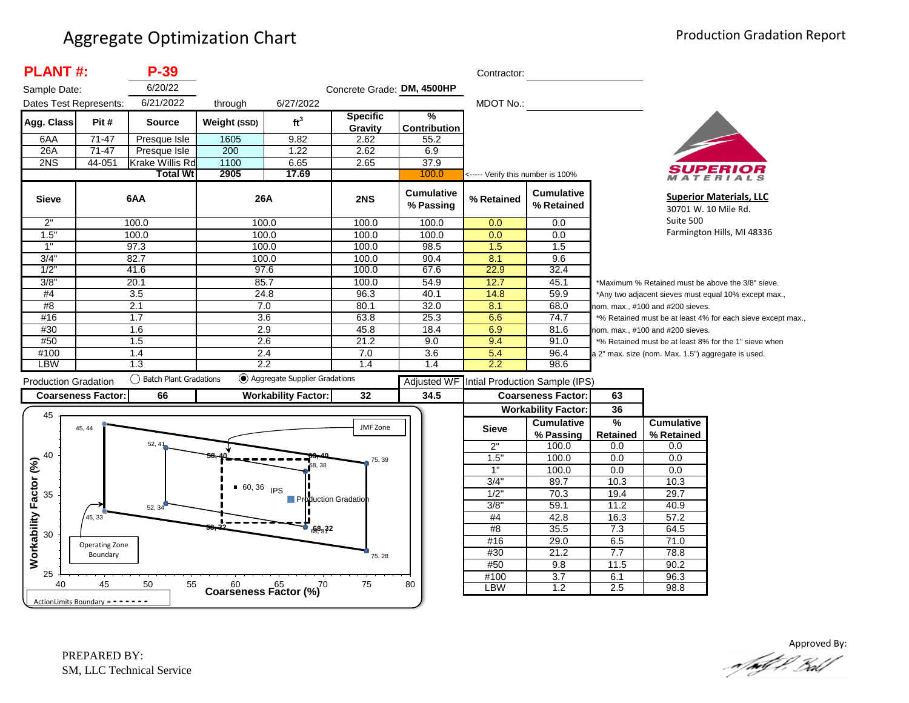# Aggregate Optimization Chart

Production Gradation Report

**PLANT #:** **P-39**

Sample Date: 6/20/22

Concrete Grade: **DM, 4500HP**

Dates Test Represents: 6/21/2022 through 6/27/2022

Contractor:

MDOT No.:

| Agg. Class | Pit # | Source | Weight (SSD) | $ft^3$ | Specific Gravity | % Contribution |
|---|---|---|---|---|---|---|
| 6AA | 71-47 | Presque Isle | 1605 | 9.82 | 2.62 | 55.2 |
| 26A | 71-47 | Presque Isle | 200 | 1.22 | 2.62 | 6.9 |
| 2NS | 44-051 | Krake Willis Rd | 1100 | 6.65 | 2.65 | 37.9 |
| | | **Total Wt** | **2905** | **17.69** | | 100.0 |

<----- Verify this number is 100%

| Sieve | 6AA | 26A | 2NS | Cumulative % Passing | % Retained | Cumulative % Retained |
|---|---|---|---|---|---|---|
| 2" | 100.0 | 100.0 | 100.0 | 100.0 | 0.0 | 0.0 |
| 1.5" | 100.0 | 100.0 | 100.0 | 100.0 | 0.0 | 0.0 |
| 1" | 97.3 | 100.0 | 100.0 | 98.5 | 1.5 | 1.5 |
| 3/4" | 82.7 | 100.0 | 100.0 | 90.4 | 8.1 | 9.6 |
| 1/2" | 41.6 | 97.6 | 100.0 | 67.6 | 22.9 | 32.4 |
| 3/8" | 20.1 | 85.7 | 100.0 | 54.9 | 12.7 | 45.1 |
| #4 | 3.5 | 24.8 | 96.3 | 40.1 | 14.8 | 59.9 |
| #8 | 2.1 | 7.0 | 80.1 | 32.0 | 8.1 | 68.0 |
| #16 | 1.7 | 3.6 | 63.8 | 25.3 | 6.6 | 74.7 |
| #30 | 1.6 | 2.9 | 45.8 | 18.4 | 6.9 | 81.6 |
| #50 | 1.5 | 2.6 | 21.2 | 9.0 | 9.4 | 91.0 |
| #100 | 1.4 | 2.4 | 7.0 | 3.6 | 5.4 | 96.4 |
| LBW | 1.3 | 2.2 | 1.4 | 1.4 | 2.2 | 98.6 |

*Maximum % Retained must be above the 3/8" sieve.
*Any two adjacent sieves must equal 10% except max., nom. max., #100 and #200 sieves.
*% Retained must be at least 4% for each sieve except max., nom. max., #100 and #200 sieves.
*% Retained must be at least 8% for the 1" sieve when a 2" max. size (nom. Max. 1.5") aggregate is used.

**Superior Materials, LLC**
30701 W. 10 Mile Rd.
Suite 500
Farmington Hills, MI 48336

Production Gradation: ○ Batch Plant Gradations ◉ Aggregate Supplier Gradations

| Coarseness Factor: | 66 | Workability Factor: | 32 | Adjusted WF | 34.5 |
|---|---|---|---|---|---|

Intial Production Sample (IPS)

| Coarseness Factor: | 63 |
|---|---|
| Workability Factor: | 36 |

| Sieve | Cumulative % Passing | % Retained | Cumulative % Retained |
|---|---|---|---|
| 2" | 100.0 | 0.0 | 0.0 |
| 1.5" | 100.0 | 0.0 | 0.0 |
| 1" | 100.0 | 0.0 | 0.0 |
| 3/4" | 89.7 | 10.3 | 10.3 |
| 1/2" | 70.3 | 19.4 | 29.7 |
| 3/8" | 59.1 | 11.2 | 40.9 |
| #4 | 42.8 | 16.3 | 57.2 |
| #8 | 35.5 | 7.3 | 64.5 |
| #16 | 29.0 | 6.5 | 71.0 |
| #30 | 21.2 | 7.7 | 78.8 |
| #50 | 9.8 | 11.5 | 90.2 |
| #100 | 3.7 | 6.1 | 96.3 |
| LBW | 1.2 | 2.5 | 98.8 |

PREPARED BY:
SM, LLC Technical Service

Approved By: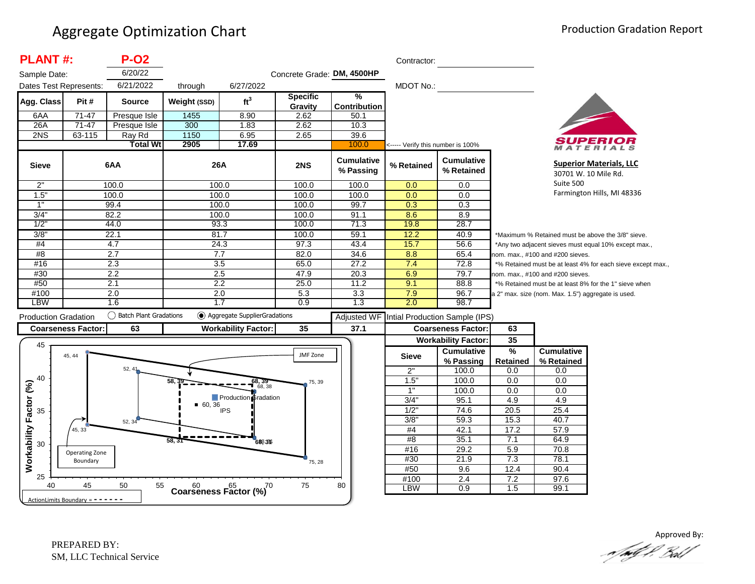# Aggregate Optimization Chart

Production Gradation Report

**PLANT #:** **P-O2**

Sample Date: 6/20/22

Dates Test Represents: 6/21/2022 through 6/27/2022

Concrete Grade: **DM, 4500HP**

Contractor:

MDOT No.:

| Agg. Class | Pit # | Source | Weight (SSD) | $ft^3$ | Specific Gravity | % Contribution |
|---|---|---|---|---|---|---|
| 6AA | 71-47 | Presque Isle | 1455 | 8.90 | 2.62 | 50.1 |
| 26A | 71-47 | Presque Isle | 300 | 1.83 | 2.62 | 10.3 |
| 2NS | 63-115 | Ray Rd | 1150 | 6.95 | 2.65 | 39.6 |
| | | **Total Wt** | **2905** | **17.69** | | 100.0 |

<----- Verify this number is 100%

| Sieve | 6AA | 26A | 2NS | Cumulative % Passing | % Retained | Cumulative % Retained |
|---|---|---|---|---|---|---|
| 2" | 100.0 | 100.0 | 100.0 | 100.0 | 0.0 | 0.0 |
| 1.5" | 100.0 | 100.0 | 100.0 | 100.0 | 0.0 | 0.0 |
| 1" | 99.4 | 100.0 | 100.0 | 99.7 | 0.3 | 0.3 |
| 3/4" | 82.2 | 100.0 | 100.0 | 91.1 | 8.6 | 8.9 |
| 1/2" | 44.0 | 93.3 | 100.0 | 71.3 | 19.8 | 28.7 |
| 3/8" | 22.1 | 81.7 | 100.0 | 59.1 | 12.2 | 40.9 |
| #4 | 4.7 | 24.3 | 97.3 | 43.4 | 15.7 | 56.6 |
| #8 | 2.7 | 7.7 | 82.0 | 34.6 | 8.8 | 65.4 |
| #16 | 2.3 | 3.5 | 65.0 | 27.2 | 7.4 | 72.8 |
| #30 | 2.2 | 2.5 | 47.9 | 20.3 | 6.9 | 79.7 |
| #50 | 2.1 | 2.2 | 25.0 | 11.2 | 9.1 | 88.8 |
| #100 | 2.0 | 2.0 | 5.3 | 3.3 | 7.9 | 96.7 |
| LBW | 1.6 | 1.7 | 0.9 | 1.3 | 2.0 | 98.7 |

*Maximum % Retained must be above the 3/8" sieve.
*Any two adjacent sieves must equal 10% except max., nom. max., #100 and #200 sieves.
*% Retained must be at least 4% for each sieve except max., nom. max., #100 and #200 sieves.
*% Retained must be at least 8% for the 1" sieve when a 2" max. size (nom. Max. 1.5") aggregate is used.

**Superior Materials, LLC**
30701 W. 10 Mile Rd.
Suite 500
Farmington Hills, MI 48336

Production Gradation ◯ Batch Plant Gradations ◉ Aggregate SupplierGradations

**Coarseness Factor:** **63** **Workability Factor:** **35**

Adjusted WF **37.1**

Intial Production Sample (IPS)

**Coarseness Factor:** 63
**Workability Factor:** 35

| Sieve | Cumulative % Passing | % Retained | Cumulative % Retained |
|---|---|---|---|
| 2" | 100.0 | 0.0 | 0.0 |
| 1.5" | 100.0 | 0.0 | 0.0 |
| 1" | 100.0 | 0.0 | 0.0 |
| 3/4" | 95.1 | 4.9 | 4.9 |
| 1/2" | 74.6 | 20.5 | 25.4 |
| 3/8" | 59.3 | 15.3 | 40.7 |
| #4 | 42.1 | 17.2 | 57.9 |
| #8 | 35.1 | 7.1 | 64.9 |
| #16 | 29.2 | 5.9 | 70.8 |
| #30 | 21.9 | 7.3 | 78.1 |
| #50 | 9.6 | 12.4 | 90.4 |
| #100 | 2.4 | 7.2 | 97.6 |
| LBW | 0.9 | 1.5 | 99.1 |

Workability Factor (%)
Coarseness Factor (%)
45, 44
52, 41
58, 39
68, 39
68, 38
75, 39
JMF Zone
Production Gradation
60, 36
IPS
52, 34
45, 33
58, 31
68, 31
75, 28
Operating Zone Boundary
ActionLimits Boundary = - - - - - -

PREPARED BY:
SM, LLC Technical Service

Approved By: